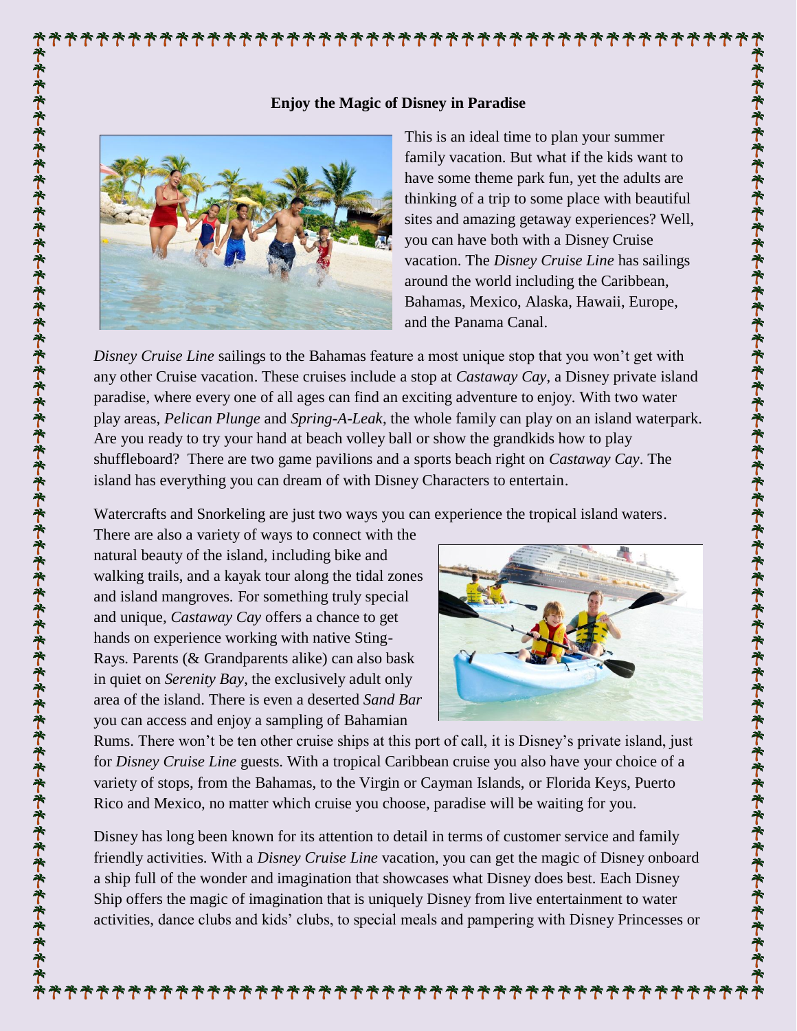**Enjoy the Magic of Disney in Paradise**

This is an ideal time to plan your summer family vacation. But what if the kids want to have some theme park fun, yet the adults are thinking of a trip to some place with beautiful sites and amazing getaway experiences? Well, you can have both with a Disney Cruise vacation. The *Disney Cruise Line* has sailings around the world including the Caribbean, Bahamas, Mexico, Alaska, Hawaii, Europe, and the Panama Canal.

*Disney Cruise Line* sailings to the Bahamas feature a most unique stop that you won't get with any other Cruise vacation. These cruises include a stop at *Castaway Cay*, a Disney private island paradise, where every one of all ages can find an exciting adventure to enjoy. With two water play areas, *Pelican Plunge* and *Spring-A-Leak*, the whole family can play on an island waterpark. Are you ready to try your hand at beach volley ball or show the grandkids how to play shuffleboard? There are two game pavilions and a sports beach right on *Castaway Cay*. The island has everything you can dream of with Disney Characters to entertain.

Watercrafts and Snorkeling are just two ways you can experience the tropical island waters. There are also a variety of ways to connect with the natural beauty of the island, including bike and walking trails, and a kayak tour along the tidal zones and island mangroves. For something truly special and unique, *Castaway Cay* offers a chance to get hands on experience working with native Sting-Rays. Parents (& Grandparents alike) can also bask in quiet on *Serenity Bay*, the exclusively adult only area of the island. There is even a deserted *Sand Bar* you can access and enjoy a sampling of Bahamian Rums. There won't be ten other cruise ships at this port of call, it is Disney's private island, just for *Disney Cruise Line* guests. With a tropical Caribbean cruise you also have your choice of a variety of stops, from the Bahamas, to the Virgin or Cayman Islands, or Florida Keys, Puerto Rico and Mexico, no matter which cruise you choose, paradise will be waiting for you.

Disney has long been known for its attention to detail in terms of customer service and family friendly activities. With a *Disney Cruise Line* vacation, you can get the magic of Disney onboard a ship full of the wonder and imagination that showcases what Disney does best. Each Disney Ship offers the magic of imagination that is uniquely Disney from live entertainment to water activities, dance clubs and kids' clubs, to special meals and pampering with Disney Princesses or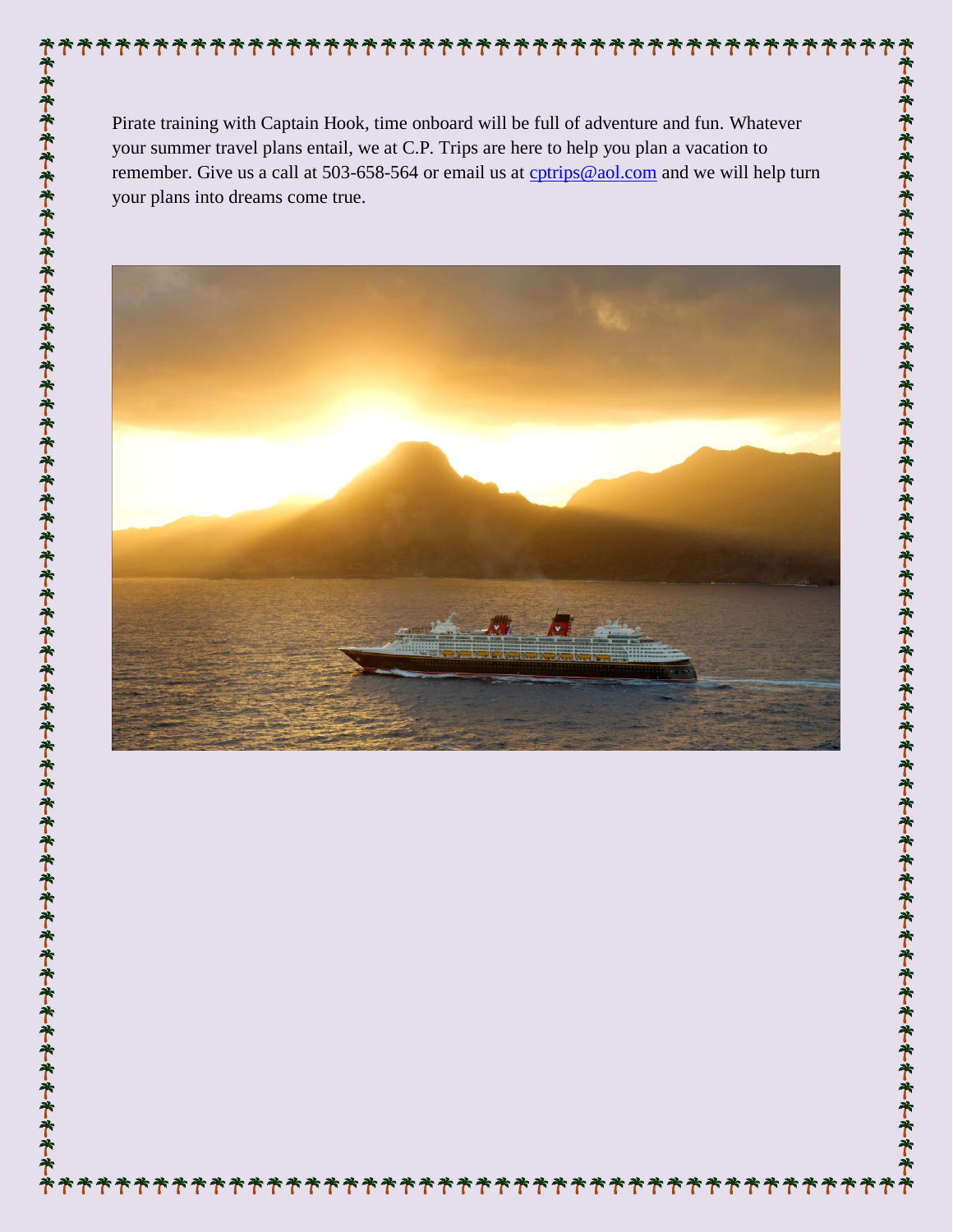Pirate training with Captain Hook, time onboard will be full of adventure and fun. Whatever your summer travel plans entail, we at C.P. Trips are here to help you plan a vacation to remember. Give us a call at 503-658-564 or email us at [cptrips@aol.com](mailto:cptrips@aol.com) and we will help turn your plans into dreams come true.